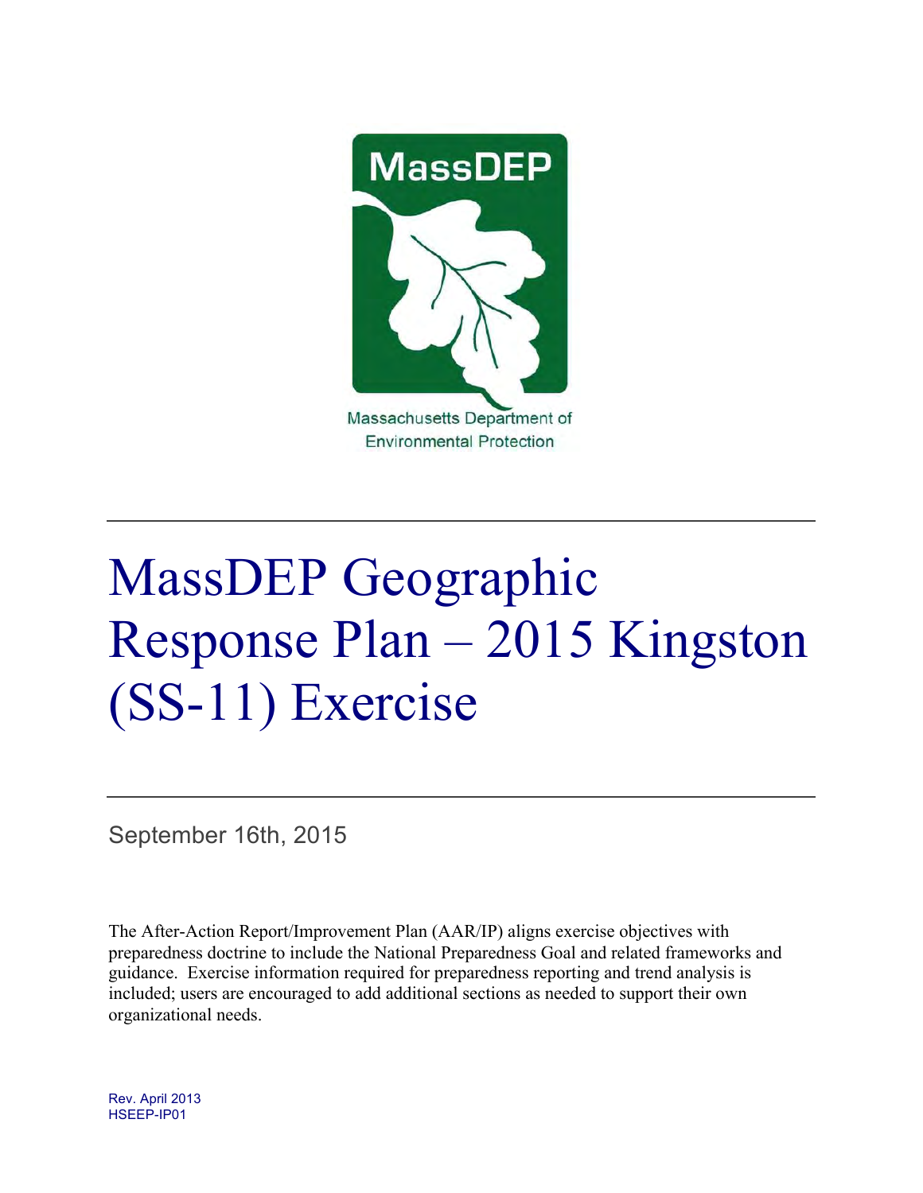MassDEP

Massachusetts Department of Environmental Protection

# MassDEP Geographic Response Plan – 2015 Kingston (SS-11) Exercise

September 16th, 2015

The After-Action Report/Improvement Plan (AAR/IP) aligns exercise objectives with preparedness doctrine to include the National Preparedness Goal and related frameworks and guidance. Exercise information required for preparedness reporting and trend analysis is included; users are encouraged to add additional sections as needed to support their own organizational needs.

Rev. April 2013
HSEEP-IP01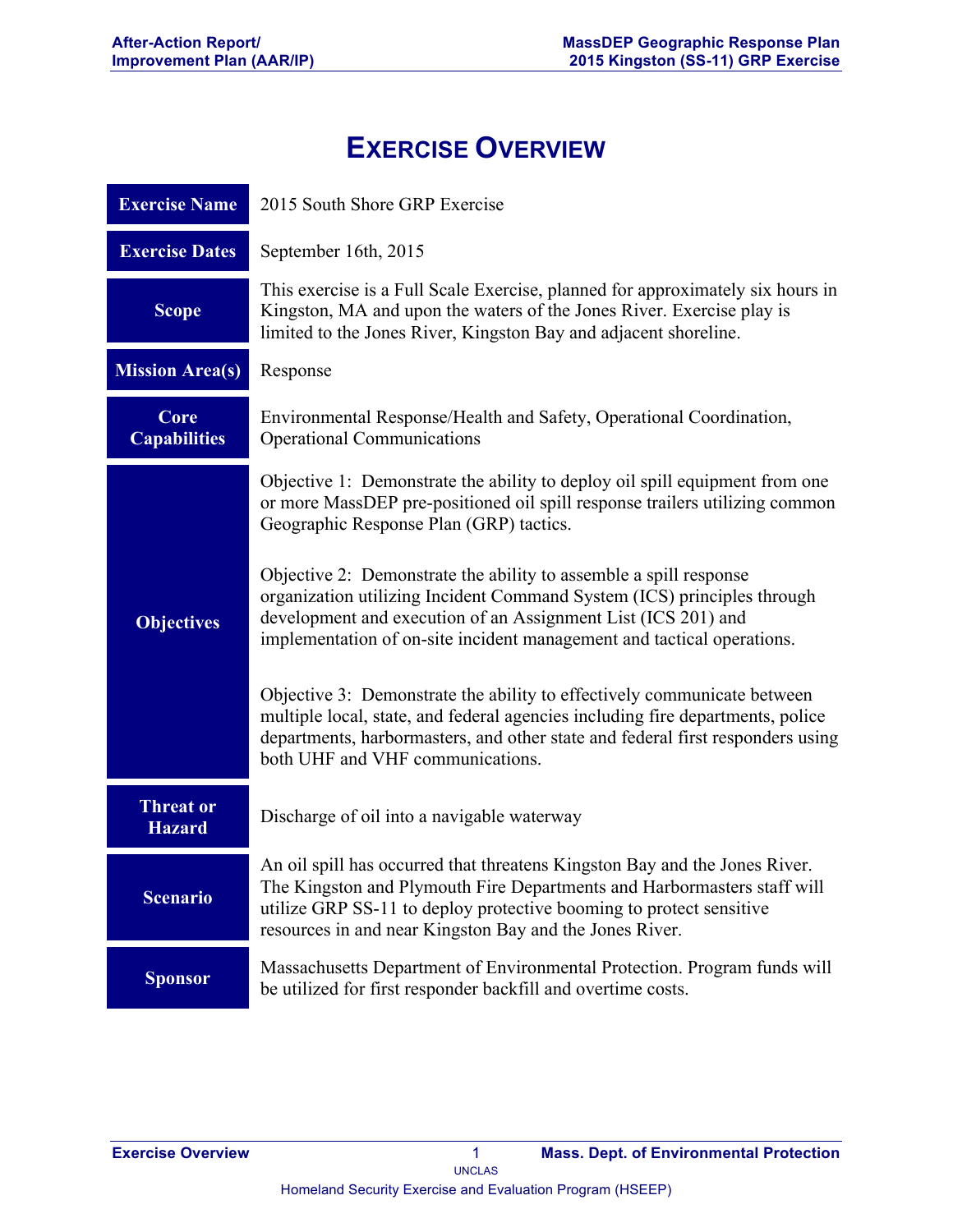# Exercise Overview

| | |
|---|---|
| **Exercise Name** | 2015 South Shore GRP Exercise |
| **Exercise Dates** | September 16th, 2015 |
| **Scope** | This exercise is a Full Scale Exercise, planned for approximately six hours in Kingston, MA and upon the waters of the Jones River. Exercise play is limited to the Jones River, Kingston Bay and adjacent shoreline. |
| **Mission Area(s)** | Response |
| **Core Capabilities** | Environmental Response/Health and Safety, Operational Coordination, Operational Communications |
| **Objectives** | Objective 1: Demonstrate the ability to deploy oil spill equipment from one or more MassDEP pre-positioned oil spill response trailers utilizing common Geographic Response Plan (GRP) tactics.<br><br>Objective 2: Demonstrate the ability to assemble a spill response organization utilizing Incident Command System (ICS) principles through development and execution of an Assignment List (ICS 201) and implementation of on-site incident management and tactical operations.<br><br>Objective 3: Demonstrate the ability to effectively communicate between multiple local, state, and federal agencies including fire departments, police departments, harbormasters, and other state and federal first responders using both UHF and VHF communications. |
| **Threat or Hazard** | Discharge of oil into a navigable waterway |
| **Scenario** | An oil spill has occurred that threatens Kingston Bay and the Jones River. The Kingston and Plymouth Fire Departments and Harbormasters staff will utilize GRP SS-11 to deploy protective booming to protect sensitive resources in and near Kingston Bay and the Jones River. |
| **Sponsor** | Massachusetts Department of Environmental Protection. Program funds will be utilized for first responder backfill and overtime costs. |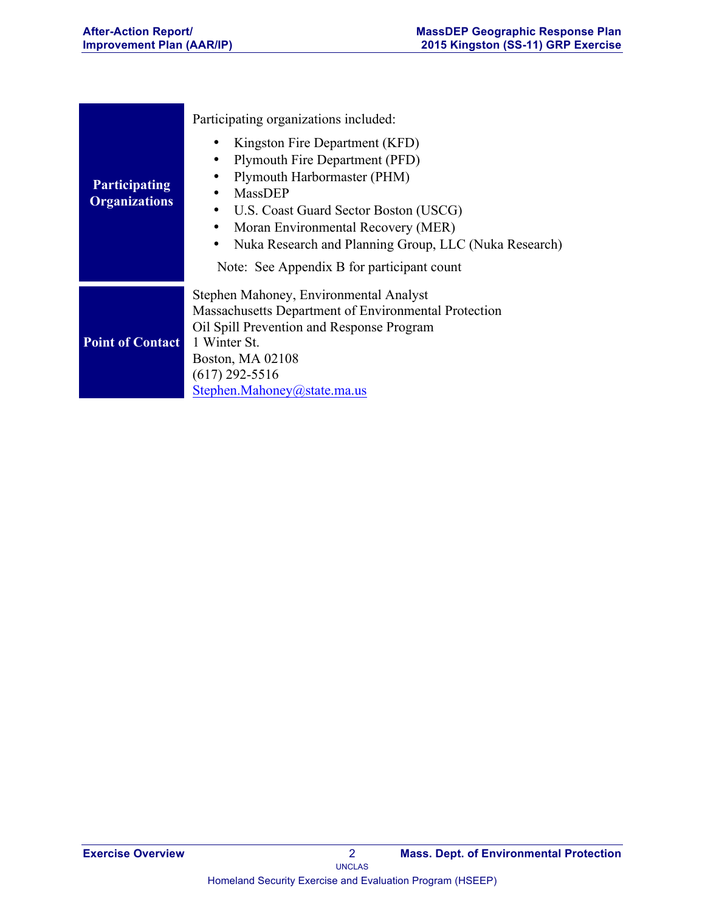| | |
|---|---|
| **Participating Organizations** | Participating organizations included:<br><br>• Kingston Fire Department (KFD)<br>• Plymouth Fire Department (PFD)<br>• Plymouth Harbormaster (PHM)<br>• MassDEP<br>• U.S. Coast Guard Sector Boston (USCG)<br>• Moran Environmental Recovery (MER)<br>• Nuka Research and Planning Group, LLC (Nuka Research)<br><br>Note: See Appendix B for participant count |
| **Point of Contact** | Stephen Mahoney, Environmental Analyst<br>Massachusetts Department of Environmental Protection<br>Oil Spill Prevention and Response Program<br>1 Winter St.<br>Boston, MA 02108<br>(617) 292-5516<br>Stephen.Mahoney@state.ma.us |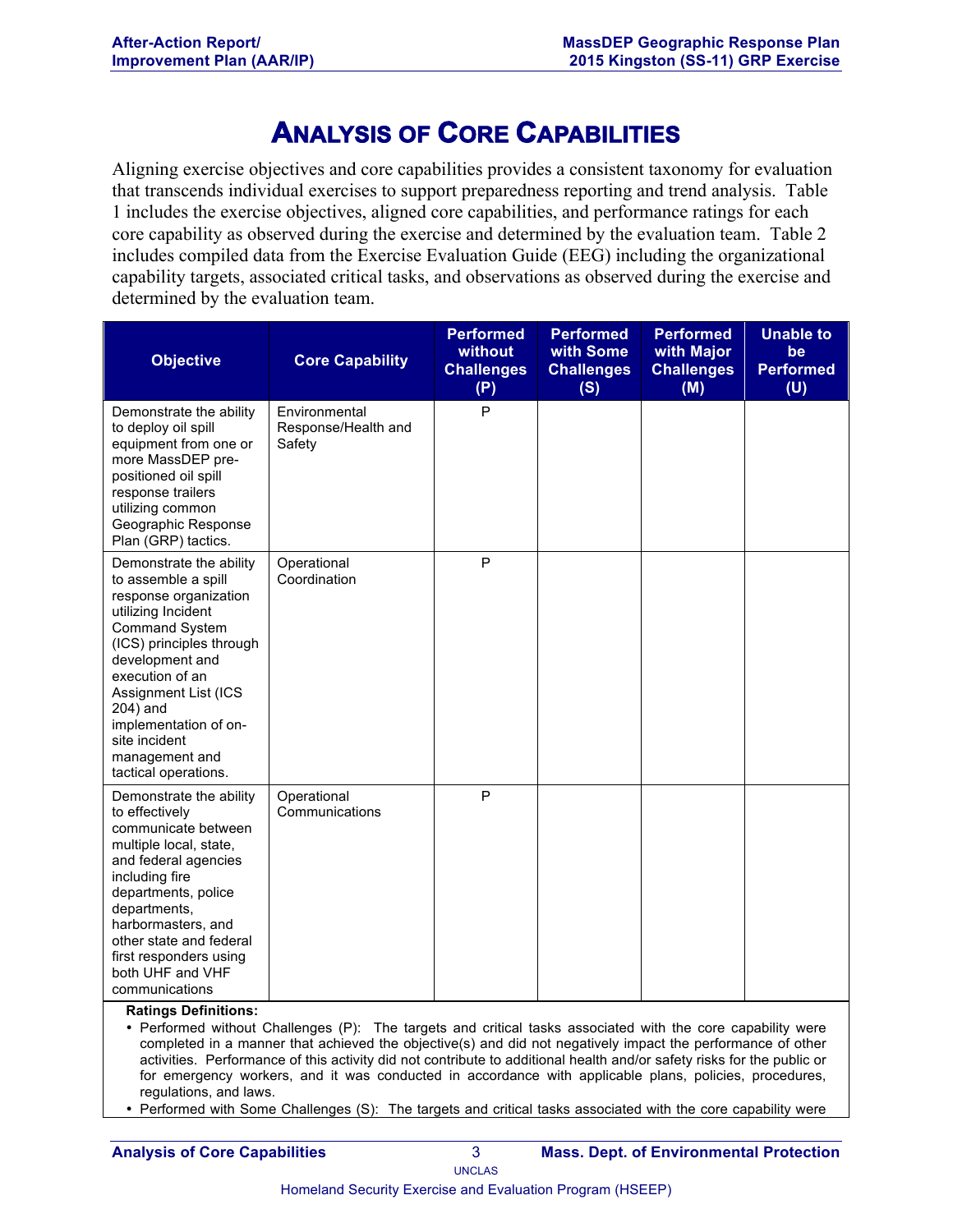# Analysis of Core Capabilities

Aligning exercise objectives and core capabilities provides a consistent taxonomy for evaluation that transcends individual exercises to support preparedness reporting and trend analysis. Table 1 includes the exercise objectives, aligned core capabilities, and performance ratings for each core capability as observed during the exercise and determined by the evaluation team. Table 2 includes compiled data from the Exercise Evaluation Guide (EEG) including the organizational capability targets, associated critical tasks, and observations as observed during the exercise and determined by the evaluation team.

| Objective | Core Capability | Performed without Challenges (P) | Performed with Some Challenges (S) | Performed with Major Challenges (M) | Unable to be Performed (U) |
|---|---|---|---|---|---|
| Demonstrate the ability to deploy oil spill equipment from one or more MassDEP pre-positioned oil spill response trailers utilizing common Geographic Response Plan (GRP) tactics. | Environmental Response/Health and Safety | P | | | |
| Demonstrate the ability to assemble a spill response organization utilizing Incident Command System (ICS) principles through development and execution of an Assignment List (ICS 204) and implementation of on-site incident management and tactical operations. | Operational Coordination | P | | | |
| Demonstrate the ability to effectively communicate between multiple local, state, and federal agencies including fire departments, police departments, harbormasters, and other state and federal first responders using both UHF and VHF communications | Operational Communications | P | | | |

**Ratings Definitions:**

- Performed without Challenges (P): The targets and critical tasks associated with the core capability were completed in a manner that achieved the objective(s) and did not negatively impact the performance of other activities. Performance of this activity did not contribute to additional health and/or safety risks for the public or for emergency workers, and it was conducted in accordance with applicable plans, policies, procedures, regulations, and laws.
- Performed with Some Challenges (S): The targets and critical tasks associated with the core capability were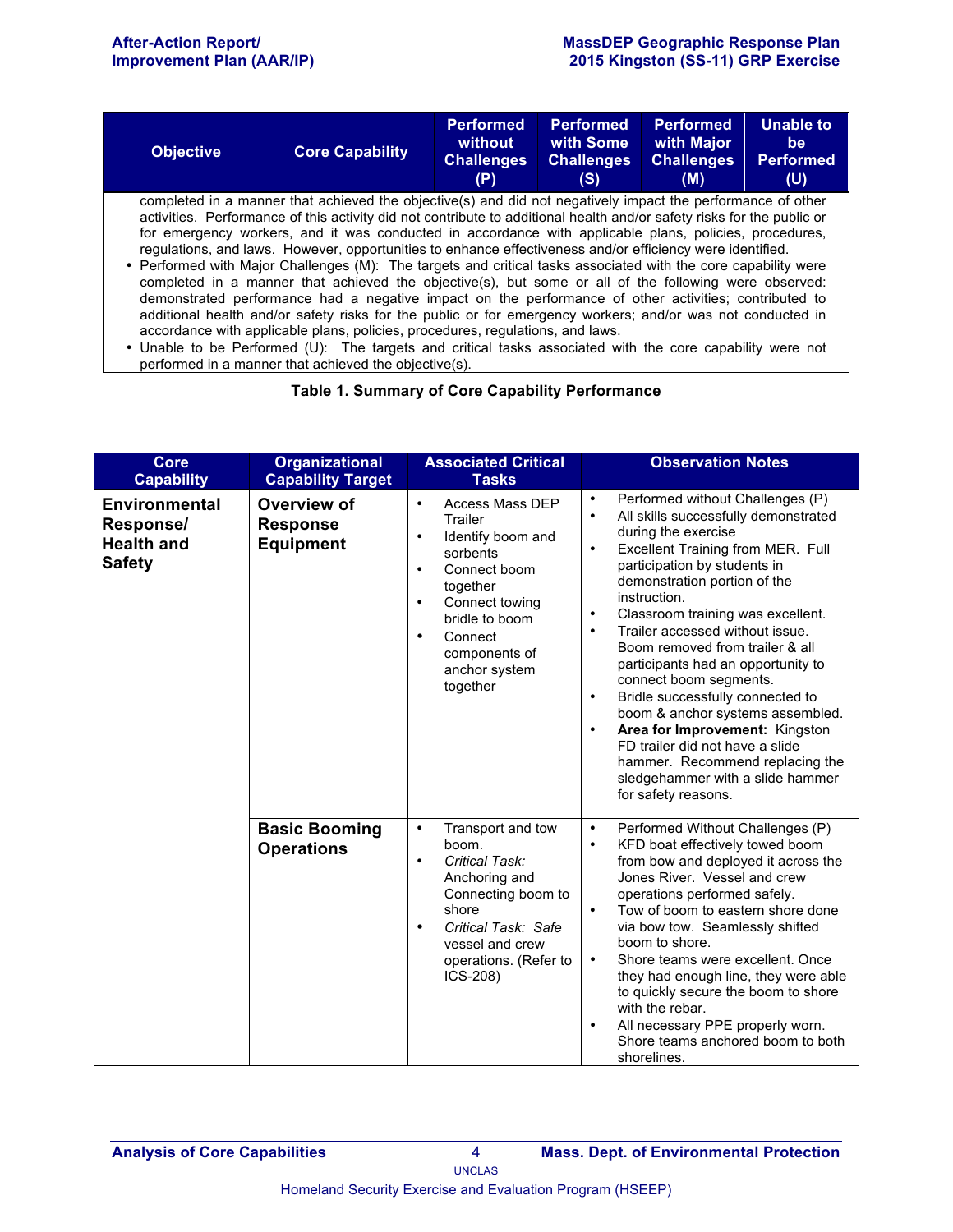| Objective | Core Capability | Performed without Challenges (P) | Performed with Some Challenges (S) | Performed with Major Challenges (M) | Unable to be Performed (U) |
|---|---|---|---|---|---|

completed in a manner that achieved the objective(s) and did not negatively impact the performance of other activities. Performance of this activity did not contribute to additional health and/or safety risks for the public or for emergency workers, and it was conducted in accordance with applicable plans, policies, procedures, regulations, and laws. However, opportunities to enhance effectiveness and/or efficiency were identified.

- Performed with Major Challenges (M): The targets and critical tasks associated with the core capability were completed in a manner that achieved the objective(s), but some or all of the following were observed: demonstrated performance had a negative impact on the performance of other activities; contributed to additional health and/or safety risks for the public or for emergency workers; and/or was not conducted in accordance with applicable plans, policies, procedures, regulations, and laws.
- Unable to be Performed (U): The targets and critical tasks associated with the core capability were not performed in a manner that achieved the objective(s).

**Table 1. Summary of Core Capability Performance**

| Core Capability | Organizational Capability Target | Associated Critical Tasks | Observation Notes |
|---|---|---|---|
| **Environmental Response/ Health and Safety** | **Overview of Response Equipment** | • Access Mass DEP Trailer<br>• Identify boom and sorbents<br>• Connect boom together<br>• Connect towing bridle to boom<br>• Connect components of anchor system together | • Performed without Challenges (P)<br>• All skills successfully demonstrated during the exercise<br>• Excellent Training from MER. Full participation by students in demonstration portion of the instruction.<br>• Classroom training was excellent.<br>• Trailer accessed without issue. Boom removed from trailer & all participants had an opportunity to connect boom segments.<br>• Bridle successfully connected to boom & anchor systems assembled.<br>• **Area for Improvement:** Kingston FD trailer did not have a slide hammer. Recommend replacing the sledgehammer with a slide hammer for safety reasons. |
| | **Basic Booming Operations** | • Transport and tow boom.<br>• *Critical Task:* Anchoring and Connecting boom to shore<br>• *Critical Task: Safe* vessel and crew operations. (Refer to ICS-208) | • Performed Without Challenges (P)<br>• KFD boat effectively towed boom from bow and deployed it across the Jones River. Vessel and crew operations performed safely.<br>• Tow of boom to eastern shore done via bow tow. Seamlessly shifted boom to shore.<br>• Shore teams were excellent. Once they had enough line, they were able to quickly secure the boom to shore with the rebar.<br>• All necessary PPE properly worn. Shore teams anchored boom to both shorelines. |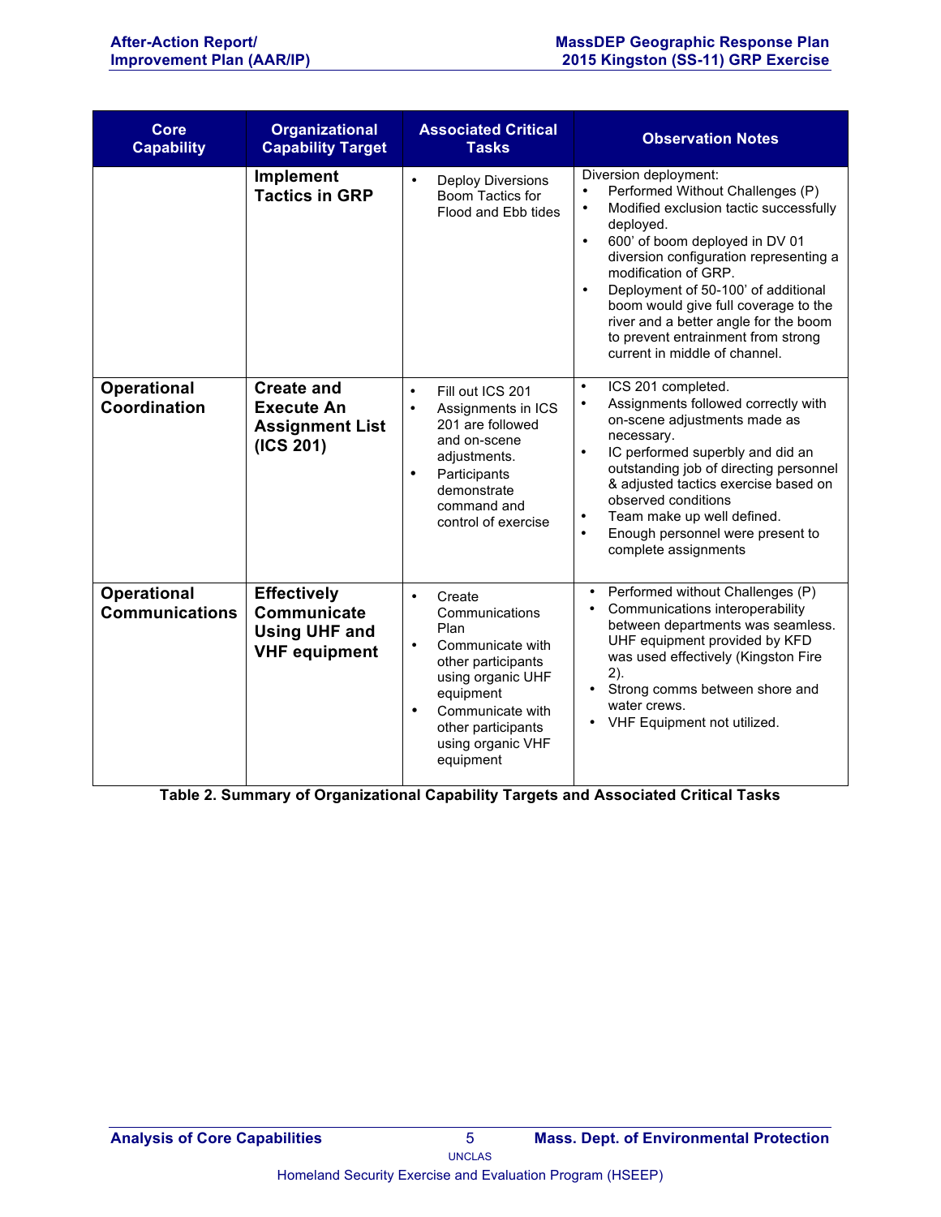| Core Capability | Organizational Capability Target | Associated Critical Tasks | Observation Notes |
|---|---|---|---|
| | **Implement Tactics in GRP** | • Deploy Diversions Boom Tactics for Flood and Ebb tides | Diversion deployment:<br>• Performed Without Challenges (P)<br>• Modified exclusion tactic successfully deployed.<br>• 600' of boom deployed in DV 01 diversion configuration representing a modification of GRP.<br>• Deployment of 50-100' of additional boom would give full coverage to the river and a better angle for the boom to prevent entrainment from strong current in middle of channel. |
| **Operational Coordination** | **Create and Execute An Assignment List (ICS 201)** | • Fill out ICS 201<br>• Assignments in ICS 201 are followed and on-scene adjustments.<br>• Participants demonstrate command and control of exercise | • ICS 201 completed.<br>• Assignments followed correctly with on-scene adjustments made as necessary.<br>• IC performed superbly and did an outstanding job of directing personnel & adjusted tactics exercise based on observed conditions<br>• Team make up well defined.<br>• Enough personnel were present to complete assignments |
| **Operational Communications** | **Effectively Communicate Using UHF and VHF equipment** | • Create Communications Plan<br>• Communicate with other participants using organic UHF equipment<br>• Communicate with other participants using organic VHF equipment | • Performed without Challenges (P)<br>• Communications interoperability between departments was seamless. UHF equipment provided by KFD was used effectively (Kingston Fire 2).<br>• Strong comms between shore and water crews.<br>• VHF Equipment not utilized. |

**Table 2. Summary of Organizational Capability Targets and Associated Critical Tasks**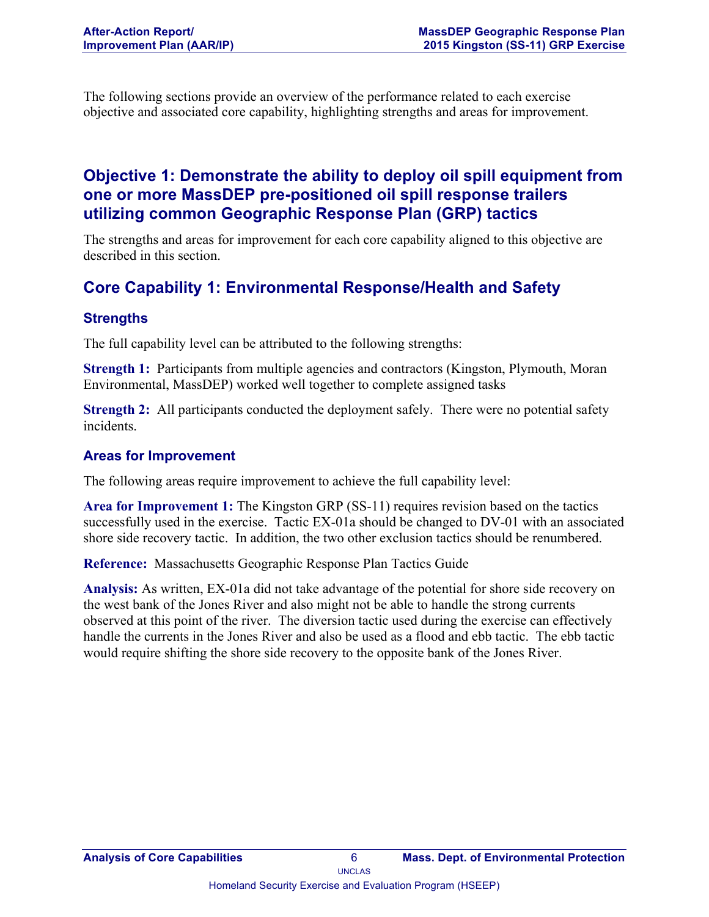The following sections provide an overview of the performance related to each exercise objective and associated core capability, highlighting strengths and areas for improvement.

## Objective 1: Demonstrate the ability to deploy oil spill equipment from one or more MassDEP pre-positioned oil spill response trailers utilizing common Geographic Response Plan (GRP) tactics

The strengths and areas for improvement for each core capability aligned to this objective are described in this section.

## Core Capability 1: Environmental Response/Health and Safety

### Strengths

The full capability level can be attributed to the following strengths:

**Strength 1:** Participants from multiple agencies and contractors (Kingston, Plymouth, Moran Environmental, MassDEP) worked well together to complete assigned tasks

**Strength 2:** All participants conducted the deployment safely. There were no potential safety incidents.

### Areas for Improvement

The following areas require improvement to achieve the full capability level:

**Area for Improvement 1:** The Kingston GRP (SS-11) requires revision based on the tactics successfully used in the exercise. Tactic EX-01a should be changed to DV-01 with an associated shore side recovery tactic. In addition, the two other exclusion tactics should be renumbered.

**Reference:** Massachusetts Geographic Response Plan Tactics Guide

**Analysis:** As written, EX-01a did not take advantage of the potential for shore side recovery on the west bank of the Jones River and also might not be able to handle the strong currents observed at this point of the river. The diversion tactic used during the exercise can effectively handle the currents in the Jones River and also be used as a flood and ebb tactic. The ebb tactic would require shifting the shore side recovery to the opposite bank of the Jones River.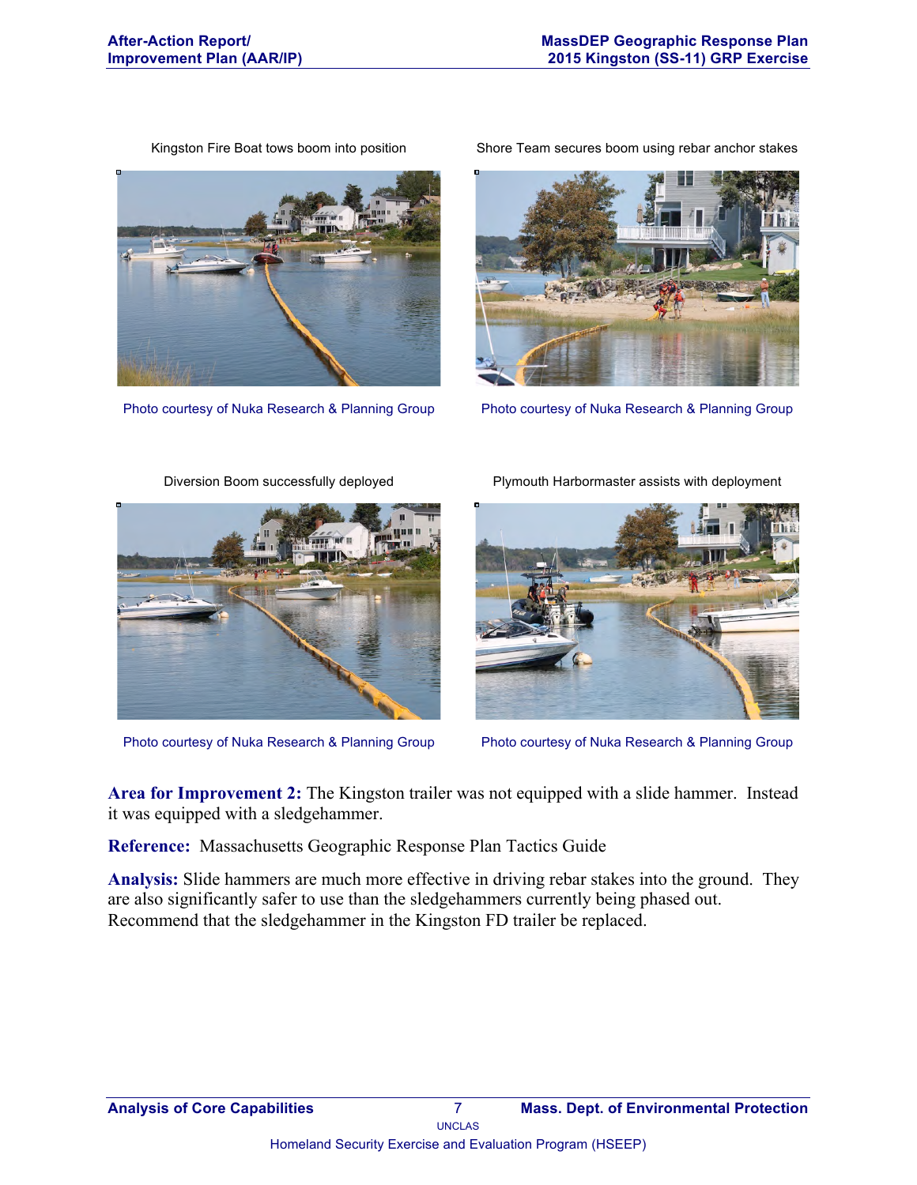Kingston Fire Boat tows boom into position

Photo courtesy of Nuka Research & Planning Group

Shore Team secures boom using rebar anchor stakes

Photo courtesy of Nuka Research & Planning Group

Diversion Boom successfully deployed

Photo courtesy of Nuka Research & Planning Group

Plymouth Harbormaster assists with deployment

Photo courtesy of Nuka Research & Planning Group

**Area for Improvement 2:** The Kingston trailer was not equipped with a slide hammer. Instead it was equipped with a sledgehammer.

**Reference:** Massachusetts Geographic Response Plan Tactics Guide

**Analysis:** Slide hammers are much more effective in driving rebar stakes into the ground. They are also significantly safer to use than the sledgehammers currently being phased out. Recommend that the sledgehammer in the Kingston FD trailer be replaced.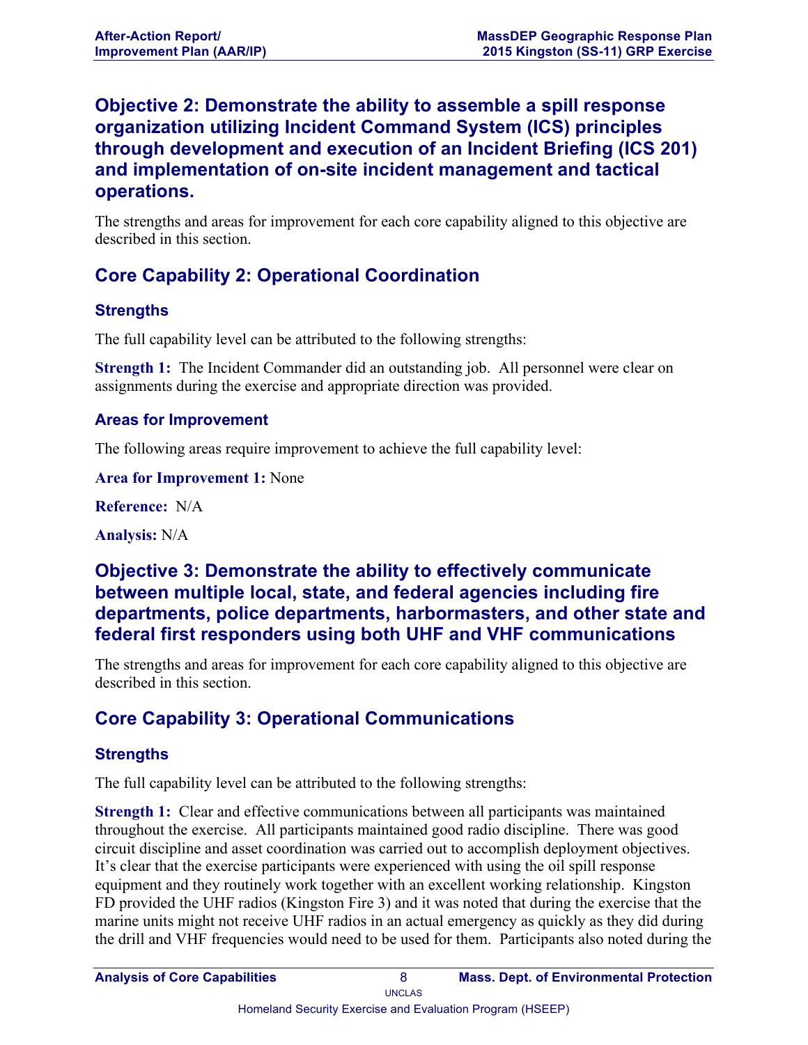## Objective 2: Demonstrate the ability to assemble a spill response organization utilizing Incident Command System (ICS) principles through development and execution of an Incident Briefing (ICS 201) and implementation of on-site incident management and tactical operations.

The strengths and areas for improvement for each core capability aligned to this objective are described in this section.

## Core Capability 2: Operational Coordination

### Strengths

The full capability level can be attributed to the following strengths:

**Strength 1:** The Incident Commander did an outstanding job. All personnel were clear on assignments during the exercise and appropriate direction was provided.

### Areas for Improvement

The following areas require improvement to achieve the full capability level:

**Area for Improvement 1:** None

**Reference:** N/A

**Analysis:** N/A

## Objective 3: Demonstrate the ability to effectively communicate between multiple local, state, and federal agencies including fire departments, police departments, harbormasters, and other state and federal first responders using both UHF and VHF communications

The strengths and areas for improvement for each core capability aligned to this objective are described in this section.

## Core Capability 3: Operational Communications

### Strengths

The full capability level can be attributed to the following strengths:

**Strength 1:** Clear and effective communications between all participants was maintained throughout the exercise. All participants maintained good radio discipline. There was good circuit discipline and asset coordination was carried out to accomplish deployment objectives. It's clear that the exercise participants were experienced with using the oil spill response equipment and they routinely work together with an excellent working relationship. Kingston FD provided the UHF radios (Kingston Fire 3) and it was noted that during the exercise that the marine units might not receive UHF radios in an actual emergency as quickly as they did during the drill and VHF frequencies would need to be used for them. Participants also noted during the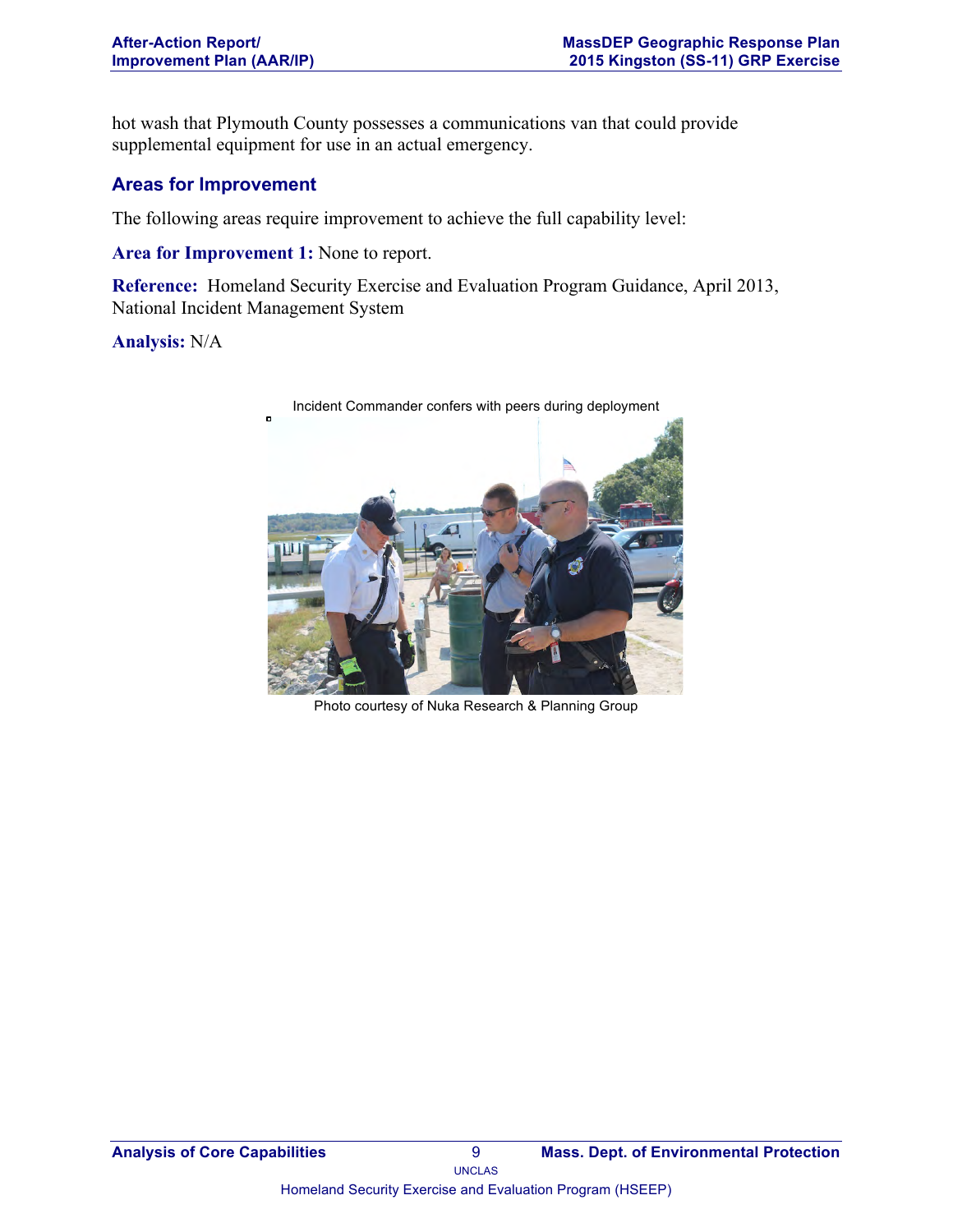hot wash that Plymouth County possesses a communications van that could provide supplemental equipment for use in an actual emergency.

### Areas for Improvement

The following areas require improvement to achieve the full capability level:

**Area for Improvement 1:** None to report.

**Reference:** Homeland Security Exercise and Evaluation Program Guidance, April 2013, National Incident Management System

**Analysis:** N/A

Incident Commander confers with peers during deployment

Photo courtesy of Nuka Research & Planning Group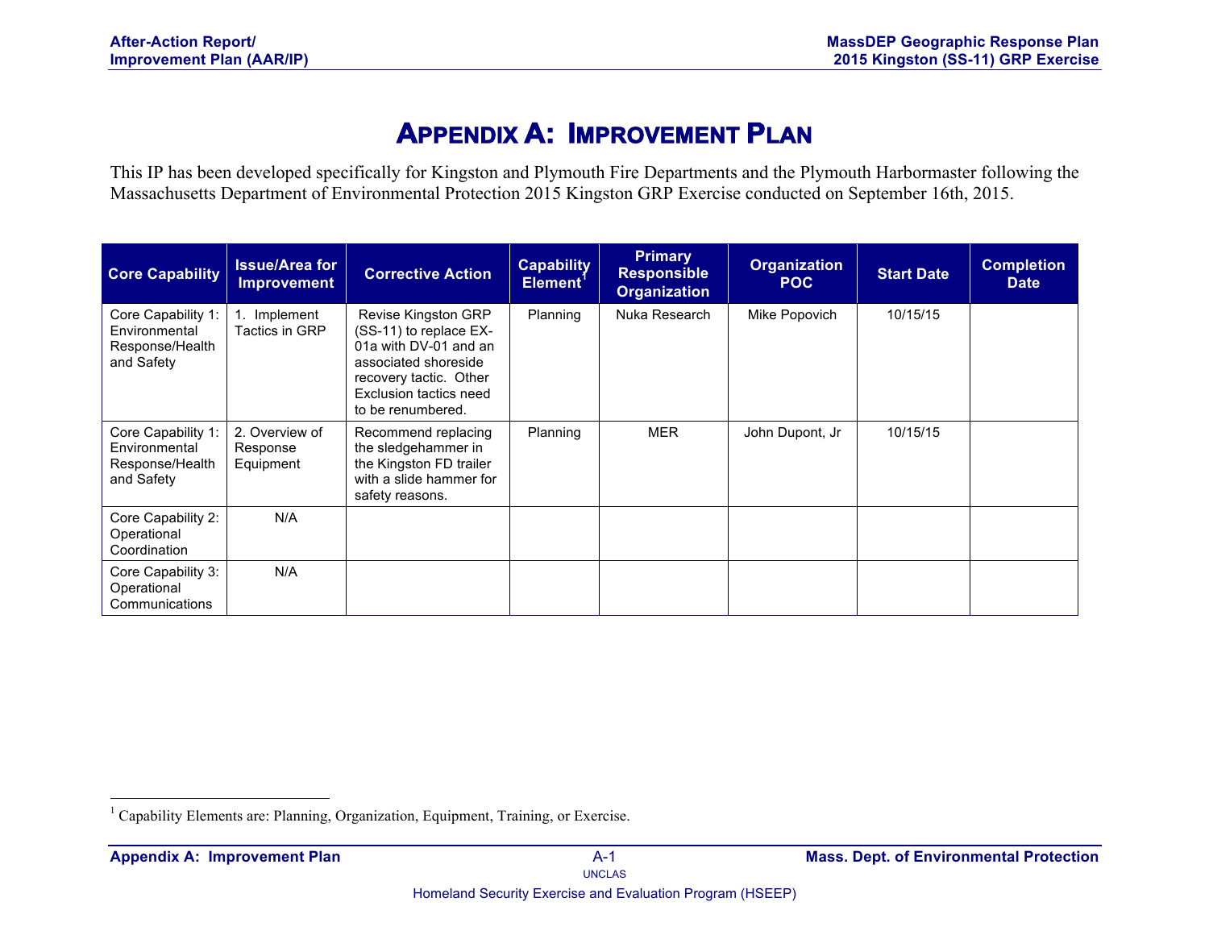# Appendix A: Improvement Plan

This IP has been developed specifically for Kingston and Plymouth Fire Departments and the Plymouth Harbormaster following the Massachusetts Department of Environmental Protection 2015 Kingston GRP Exercise conducted on September 16th, 2015.

| Core Capability | Issue/Area for Improvement | Corrective Action | Capability Element[1] | Primary Responsible Organization | Organization POC | Start Date | Completion Date |
|---|---|---|---|---|---|---|---|
| Core Capability 1: Environmental Response/Health and Safety | 1. Implement Tactics in GRP | Revise Kingston GRP (SS-11) to replace EX-01a with DV-01 and an associated shoreside recovery tactic. Other Exclusion tactics need to be renumbered. | Planning | Nuka Research | Mike Popovich | 10/15/15 | |
| Core Capability 1: Environmental Response/Health and Safety | 2. Overview of Response Equipment | Recommend replacing the sledgehammer in the Kingston FD trailer with a slide hammer for safety reasons. | Planning | MER | John Dupont, Jr | 10/15/15 | |
| Core Capability 2: Operational Coordination | N/A | | | | | | |
| Core Capability 3: Operational Communications | N/A | | | | | | |

[1] Capability Elements are: Planning, Organization, Equipment, Training, or Exercise.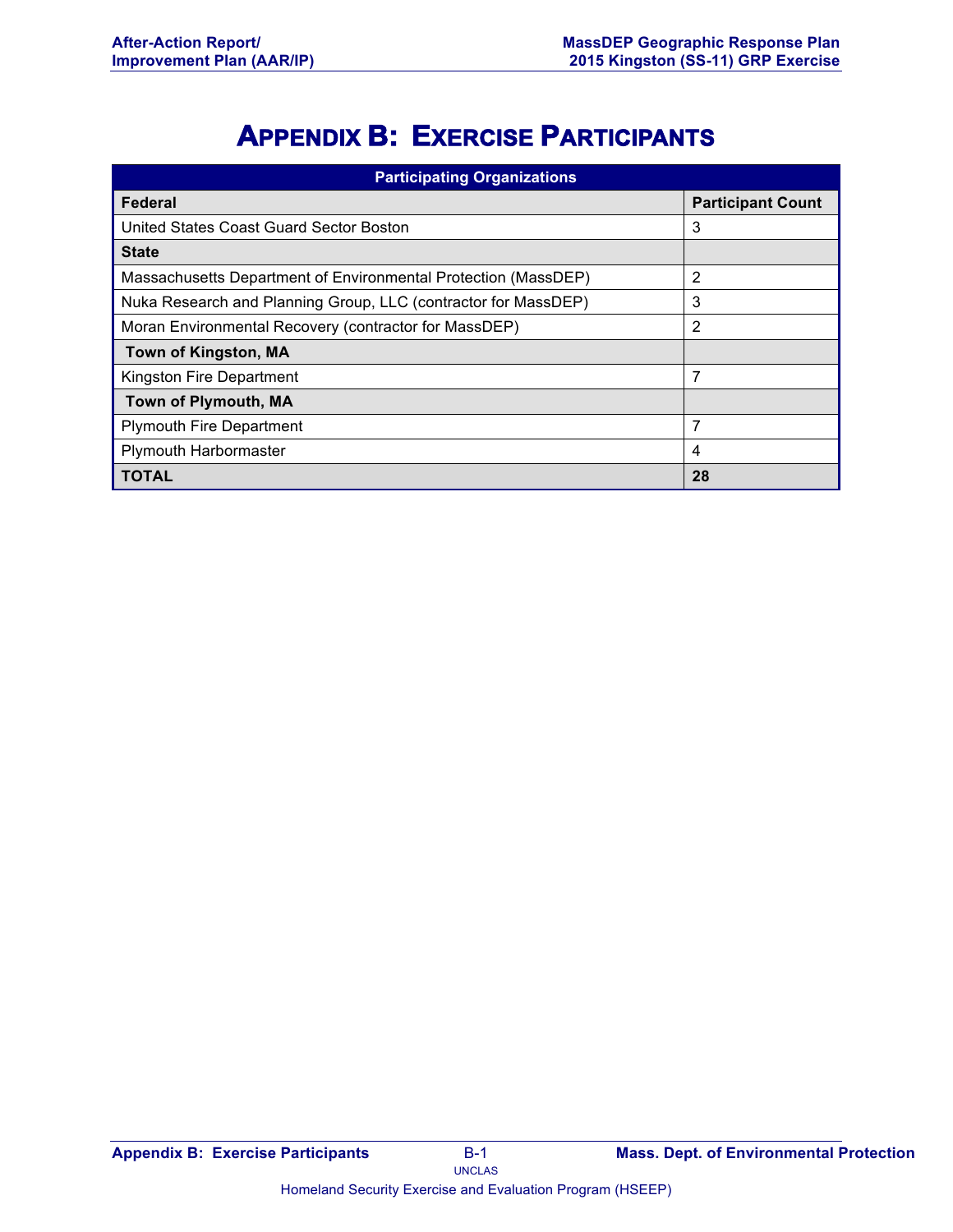# Appendix B: Exercise Participants

| Participating Organizations | |
|---|---|
| **Federal** | **Participant Count** |
| United States Coast Guard Sector Boston | 3 |
| **State** | |
| Massachusetts Department of Environmental Protection (MassDEP) | 2 |
| Nuka Research and Planning Group, LLC (contractor for MassDEP) | 3 |
| Moran Environmental Recovery (contractor for MassDEP) | 2 |
| **Town of Kingston, MA** | |
| Kingston Fire Department | 7 |
| **Town of Plymouth, MA** | |
| Plymouth Fire Department | 7 |
| Plymouth Harbormaster | 4 |
| **TOTAL** | **28** |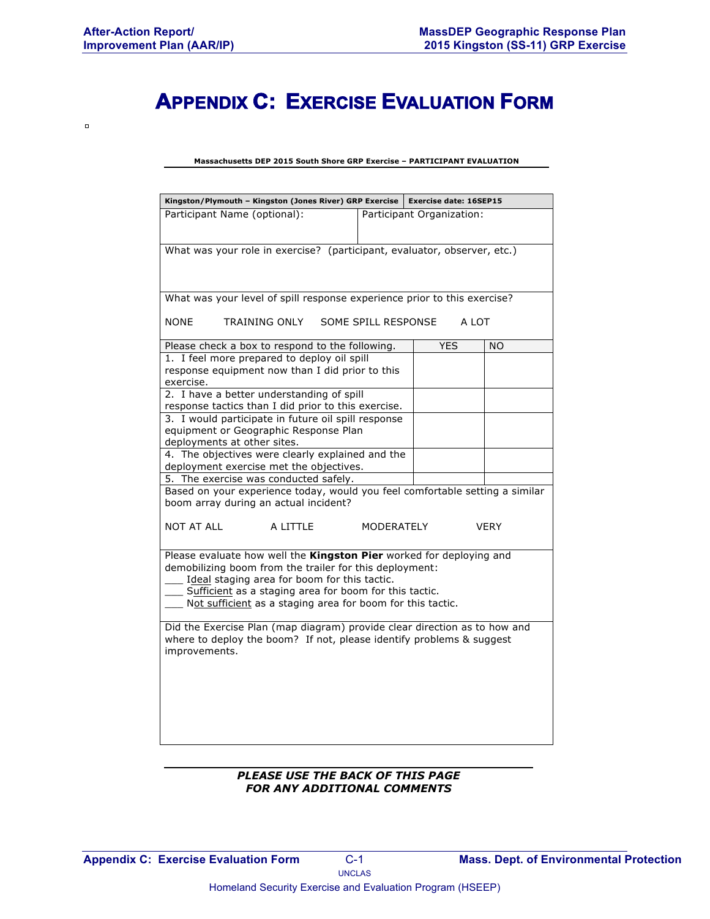# Appendix C: Exercise Evaluation Form

**Massachusetts DEP 2015 South Shore GRP Exercise – PARTICIPANT EVALUATION**

| **Kingston/Plymouth – Kingston (Jones River) GRP Exercise** | **Exercise date: 16SEP15** | |
|---|---|---|
| Participant Name (optional): | Participant Organization: | |
| What was your role in exercise? (participant, evaluator, observer, etc.) | | |
| What was your level of spill response experience prior to this exercise?<br><br>NONE TRAINING ONLY SOME SPILL RESPONSE A LOT | | |
| Please check a box to respond to the following. | YES | NO |
| 1. I feel more prepared to deploy oil spill response equipment now than I did prior to this exercise. | | |
| 2. I have a better understanding of spill response tactics than I did prior to this exercise. | | |
| 3. I would participate in future oil spill response equipment or Geographic Response Plan deployments at other sites. | | |
| 4. The objectives were clearly explained and the deployment exercise met the objectives. | | |
| 5. The exercise was conducted safely. | | |
| Based on your experience today, would you feel comfortable setting a similar boom array during an actual incident?<br><br>NOT AT ALL A LITTLE MODERATELY VERY | | |
| Please evaluate how well the **Kingston Pier** worked for deploying and demobilizing boom from the trailer for this deployment:<br>\_\_\_ Ideal staging area for boom for this tactic.<br>\_\_\_ Sufficient as a staging area for boom for this tactic.<br>\_\_\_ Not sufficient as a staging area for boom for this tactic. | | |
| Did the Exercise Plan (map diagram) provide clear direction as to how and where to deploy the boom? If not, please identify problems & suggest improvements. | | |

***PLEASE USE THE BACK OF THIS PAGE FOR ANY ADDITIONAL COMMENTS***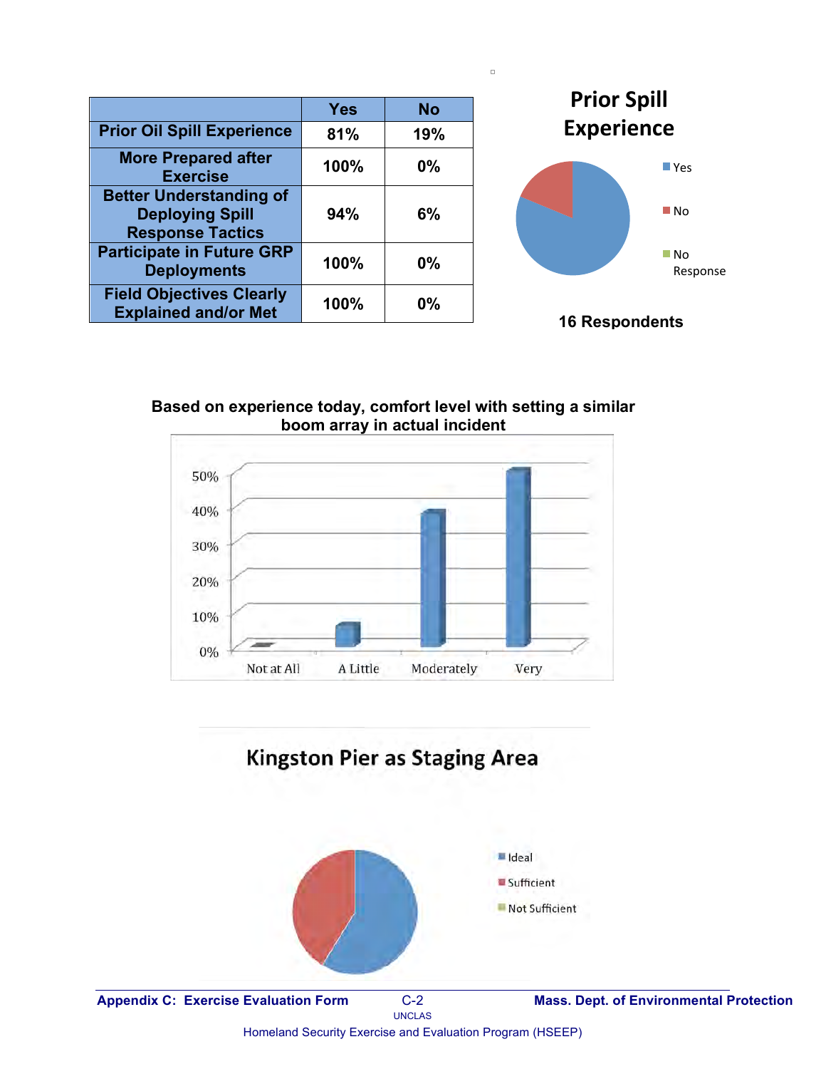| | Yes | No |
|---|---|---|
| Prior Oil Spill Experience | 81% | 19% |
| More Prepared after Exercise | 100% | 0% |
| Better Understanding of Deploying Spill Response Tactics | 94% | 6% |
| Participate in Future GRP Deployments | 100% | 0% |
| Field Objectives Clearly Explained and/or Met | 100% | 0% |

**Prior Spill Experience**

Yes

No

No Response

**16 Respondents**

**Based on experience today, comfort level with setting a similar boom array in actual incident**

50%
40%
30%
20%
10%
0%

Not at All
A Little
Moderately
Very

**Kingston Pier as Staging Area**

Ideal

Sufficient

Not Sufficient